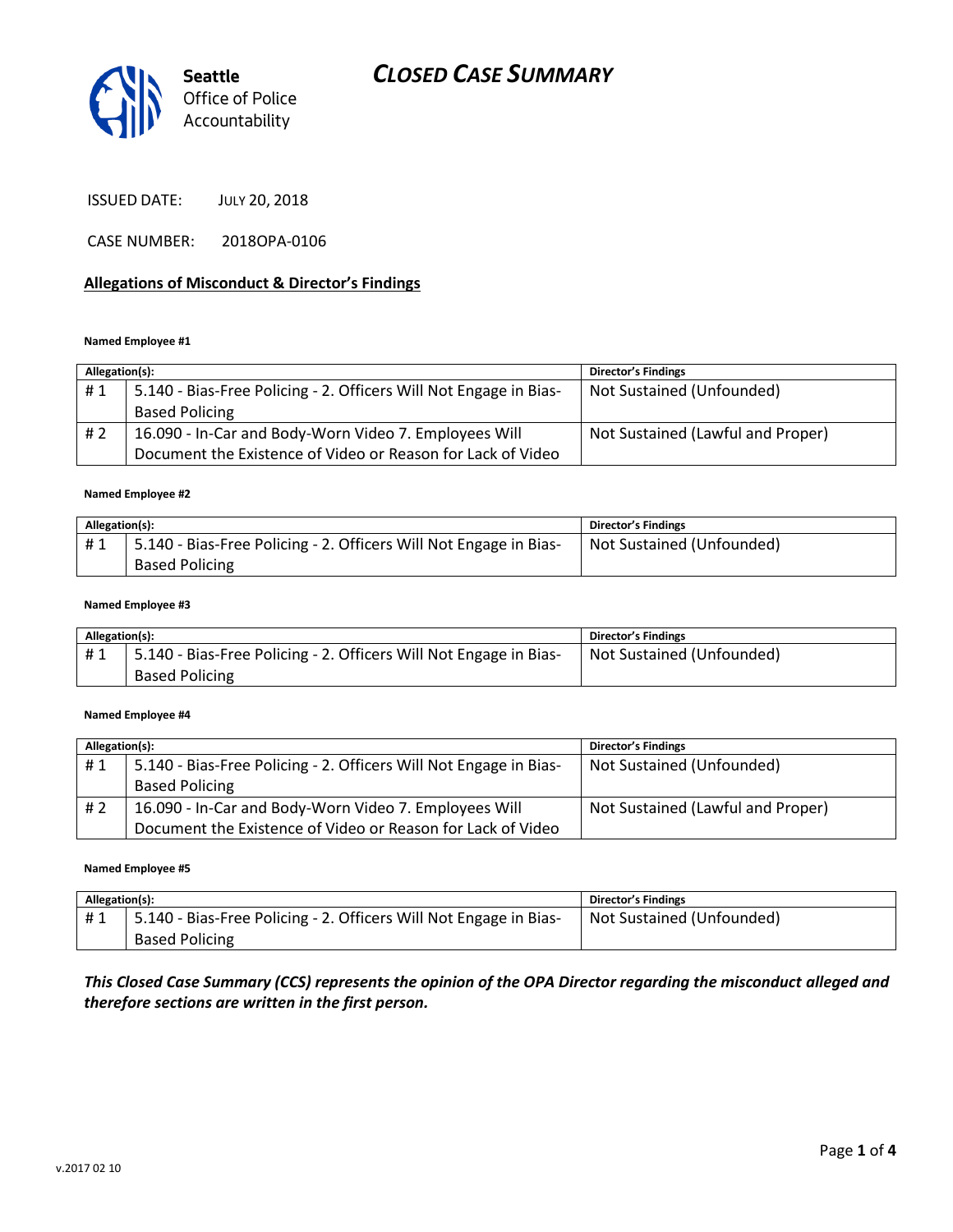Seattle Office of Police Accountability

# CLOSED CASE SUMMARY

ISSUED DATE: JULY 20, 2018

CASE NUMBER: 2018OPA-0106

## Allegations of Misconduct & Director's Findings

**Named Employee #1**

| Allegation(s): | | Director's Findings |
|---|---|---|
| # 1 | 5.140 - Bias-Free Policing - 2. Officers Will Not Engage in Bias-Based Policing | Not Sustained (Unfounded) |
| # 2 | 16.090 - In-Car and Body-Worn Video 7. Employees Will Document the Existence of Video or Reason for Lack of Video | Not Sustained (Lawful and Proper) |

**Named Employee #2**

| Allegation(s): | | Director's Findings |
|---|---|---|
| # 1 | 5.140 - Bias-Free Policing - 2. Officers Will Not Engage in Bias-Based Policing | Not Sustained (Unfounded) |

**Named Employee #3**

| Allegation(s): | | Director's Findings |
|---|---|---|
| # 1 | 5.140 - Bias-Free Policing - 2. Officers Will Not Engage in Bias-Based Policing | Not Sustained (Unfounded) |

**Named Employee #4**

| Allegation(s): | | Director's Findings |
|---|---|---|
| # 1 | 5.140 - Bias-Free Policing - 2. Officers Will Not Engage in Bias-Based Policing | Not Sustained (Unfounded) |
| # 2 | 16.090 - In-Car and Body-Worn Video 7. Employees Will Document the Existence of Video or Reason for Lack of Video | Not Sustained (Lawful and Proper) |

**Named Employee #5**

| Allegation(s): | | Director's Findings |
|---|---|---|
| # 1 | 5.140 - Bias-Free Policing - 2. Officers Will Not Engage in Bias-Based Policing | Not Sustained (Unfounded) |

***This Closed Case Summary (CCS) represents the opinion of the OPA Director regarding the misconduct alleged and therefore sections are written in the first person.***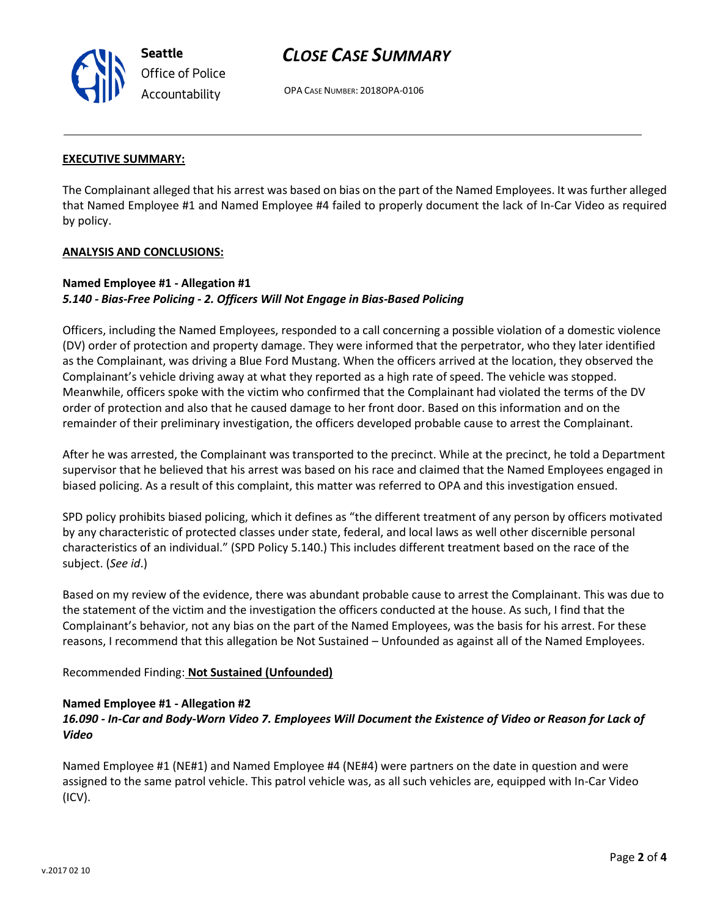**EXECUTIVE SUMMARY:**

The Complainant alleged that his arrest was based on bias on the part of the Named Employees. It was further alleged that Named Employee #1 and Named Employee #4 failed to properly document the lack of In-Car Video as required by policy.

**ANALYSIS AND CONCLUSIONS:**

**Named Employee #1 - Allegation #1**
***5.140 - Bias-Free Policing - 2. Officers Will Not Engage in Bias-Based Policing***

Officers, including the Named Employees, responded to a call concerning a possible violation of a domestic violence (DV) order of protection and property damage. They were informed that the perpetrator, who they later identified as the Complainant, was driving a Blue Ford Mustang. When the officers arrived at the location, they observed the Complainant's vehicle driving away at what they reported as a high rate of speed. The vehicle was stopped. Meanwhile, officers spoke with the victim who confirmed that the Complainant had violated the terms of the DV order of protection and also that he caused damage to her front door. Based on this information and on the remainder of their preliminary investigation, the officers developed probable cause to arrest the Complainant.

After he was arrested, the Complainant was transported to the precinct. While at the precinct, he told a Department supervisor that he believed that his arrest was based on his race and claimed that the Named Employees engaged in biased policing. As a result of this complaint, this matter was referred to OPA and this investigation ensued.

SPD policy prohibits biased policing, which it defines as "the different treatment of any person by officers motivated by any characteristic of protected classes under state, federal, and local laws as well other discernible personal characteristics of an individual." (SPD Policy 5.140.) This includes different treatment based on the race of the subject. (*See id*.)

Based on my review of the evidence, there was abundant probable cause to arrest the Complainant. This was due to the statement of the victim and the investigation the officers conducted at the house. As such, I find that the Complainant's behavior, not any bias on the part of the Named Employees, was the basis for his arrest. For these reasons, I recommend that this allegation be Not Sustained – Unfounded as against all of the Named Employees.

Recommended Finding: **Not Sustained (Unfounded)**

**Named Employee #1 - Allegation #2**
***16.090 - In-Car and Body-Worn Video 7. Employees Will Document the Existence of Video or Reason for Lack of Video***

Named Employee #1 (NE#1) and Named Employee #4 (NE#4) were partners on the date in question and were assigned to the same patrol vehicle. This patrol vehicle was, as all such vehicles are, equipped with In-Car Video (ICV).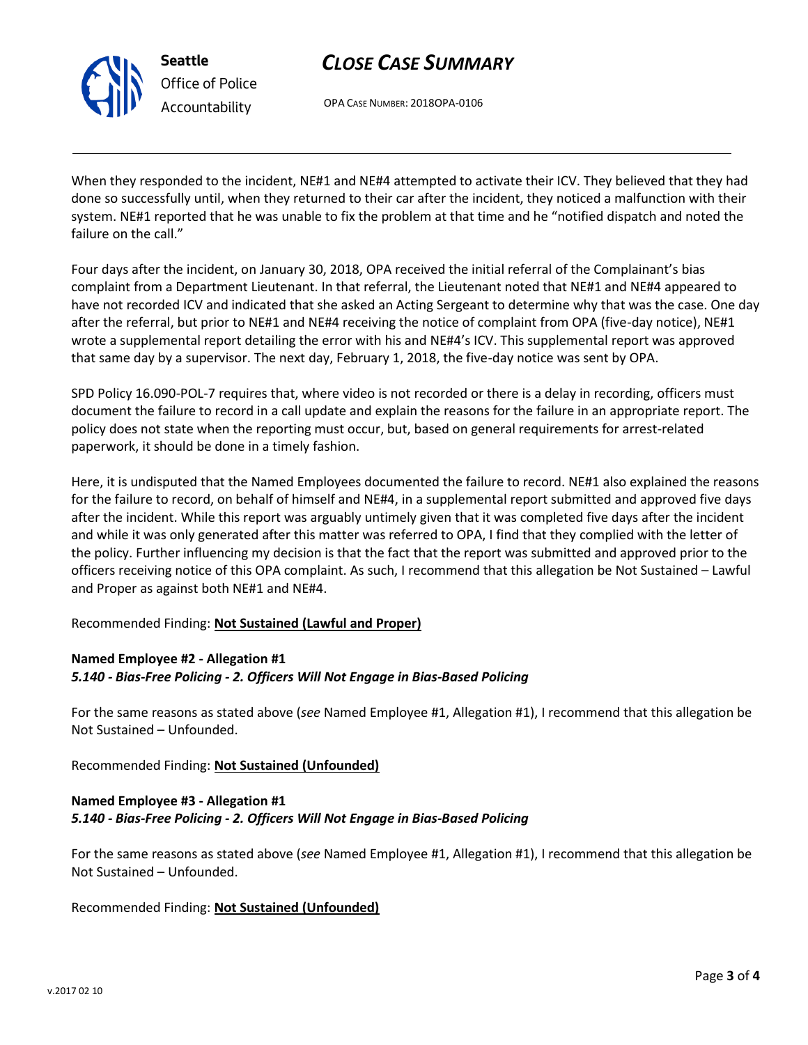When they responded to the incident, NE#1 and NE#4 attempted to activate their ICV. They believed that they had done so successfully until, when they returned to their car after the incident, they noticed a malfunction with their system. NE#1 reported that he was unable to fix the problem at that time and he "notified dispatch and noted the failure on the call."

Four days after the incident, on January 30, 2018, OPA received the initial referral of the Complainant's bias complaint from a Department Lieutenant. In that referral, the Lieutenant noted that NE#1 and NE#4 appeared to have not recorded ICV and indicated that she asked an Acting Sergeant to determine why that was the case. One day after the referral, but prior to NE#1 and NE#4 receiving the notice of complaint from OPA (five-day notice), NE#1 wrote a supplemental report detailing the error with his and NE#4's ICV. This supplemental report was approved that same day by a supervisor. The next day, February 1, 2018, the five-day notice was sent by OPA.

SPD Policy 16.090-POL-7 requires that, where video is not recorded or there is a delay in recording, officers must document the failure to record in a call update and explain the reasons for the failure in an appropriate report. The policy does not state when the reporting must occur, but, based on general requirements for arrest-related paperwork, it should be done in a timely fashion.

Here, it is undisputed that the Named Employees documented the failure to record. NE#1 also explained the reasons for the failure to record, on behalf of himself and NE#4, in a supplemental report submitted and approved five days after the incident. While this report was arguably untimely given that it was completed five days after the incident and while it was only generated after this matter was referred to OPA, I find that they complied with the letter of the policy. Further influencing my decision is that the fact that the report was submitted and approved prior to the officers receiving notice of this OPA complaint. As such, I recommend that this allegation be Not Sustained – Lawful and Proper as against both NE#1 and NE#4.

Recommended Finding: **Not Sustained (Lawful and Proper)**

**Named Employee #2 - Allegation #1**
***5.140 - Bias-Free Policing - 2. Officers Will Not Engage in Bias-Based Policing***

For the same reasons as stated above (*see* Named Employee #1, Allegation #1), I recommend that this allegation be Not Sustained – Unfounded.

Recommended Finding: **Not Sustained (Unfounded)**

**Named Employee #3 - Allegation #1**
***5.140 - Bias-Free Policing - 2. Officers Will Not Engage in Bias-Based Policing***

For the same reasons as stated above (*see* Named Employee #1, Allegation #1), I recommend that this allegation be Not Sustained – Unfounded.

Recommended Finding: **Not Sustained (Unfounded)**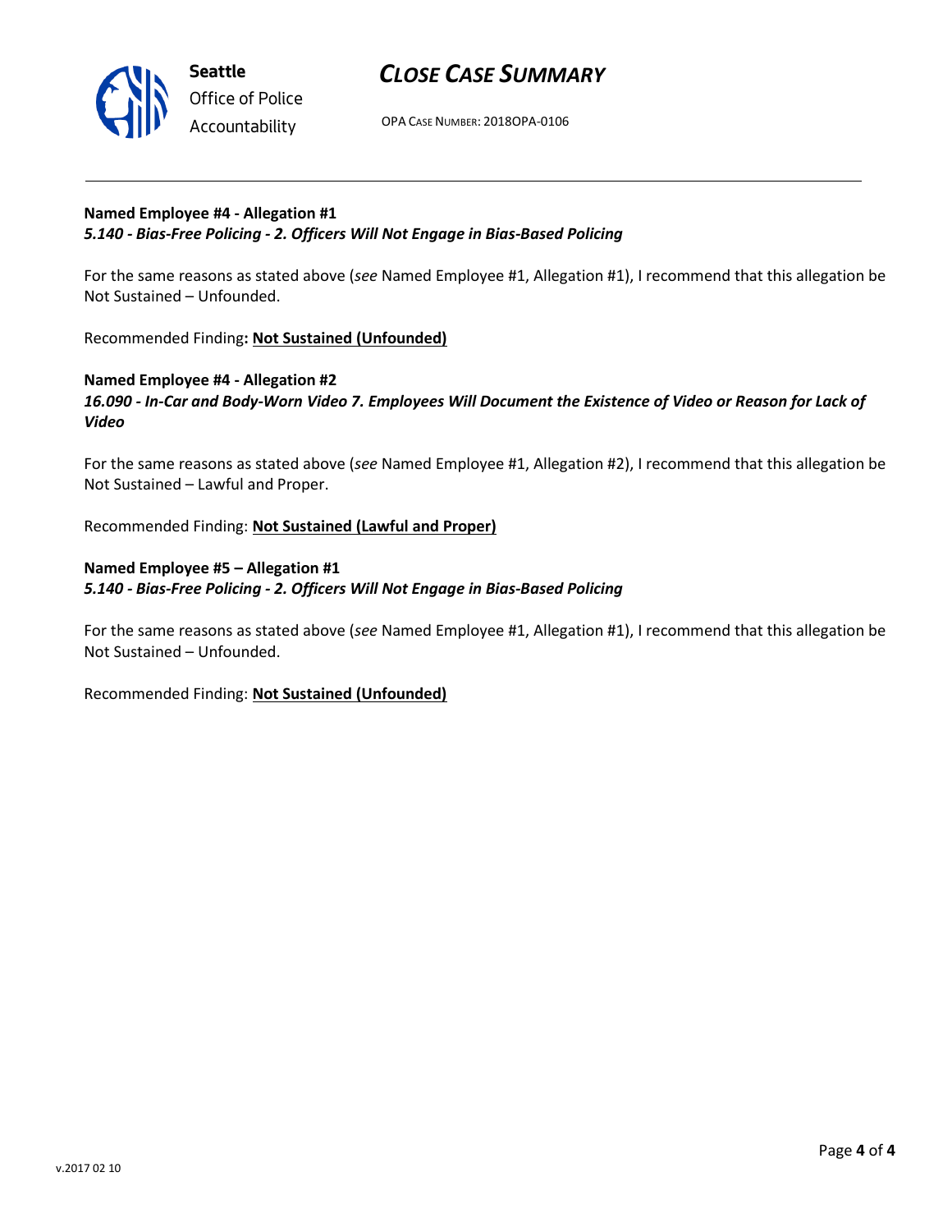**Named Employee #4 - Allegation #1**
***5.140 - Bias-Free Policing - 2. Officers Will Not Engage in Bias-Based Policing***

For the same reasons as stated above (*see* Named Employee #1, Allegation #1), I recommend that this allegation be Not Sustained – Unfounded.

Recommended Finding**: Not Sustained (Unfounded)**

**Named Employee #4 - Allegation #2**
***16.090 - In-Car and Body-Worn Video 7. Employees Will Document the Existence of Video or Reason for Lack of Video***

For the same reasons as stated above (*see* Named Employee #1, Allegation #2), I recommend that this allegation be Not Sustained – Lawful and Proper.

Recommended Finding: **Not Sustained (Lawful and Proper)**

**Named Employee #5 – Allegation #1**
***5.140 - Bias-Free Policing - 2. Officers Will Not Engage in Bias-Based Policing***

For the same reasons as stated above (*see* Named Employee #1, Allegation #1), I recommend that this allegation be Not Sustained – Unfounded.

Recommended Finding: **Not Sustained (Unfounded)**